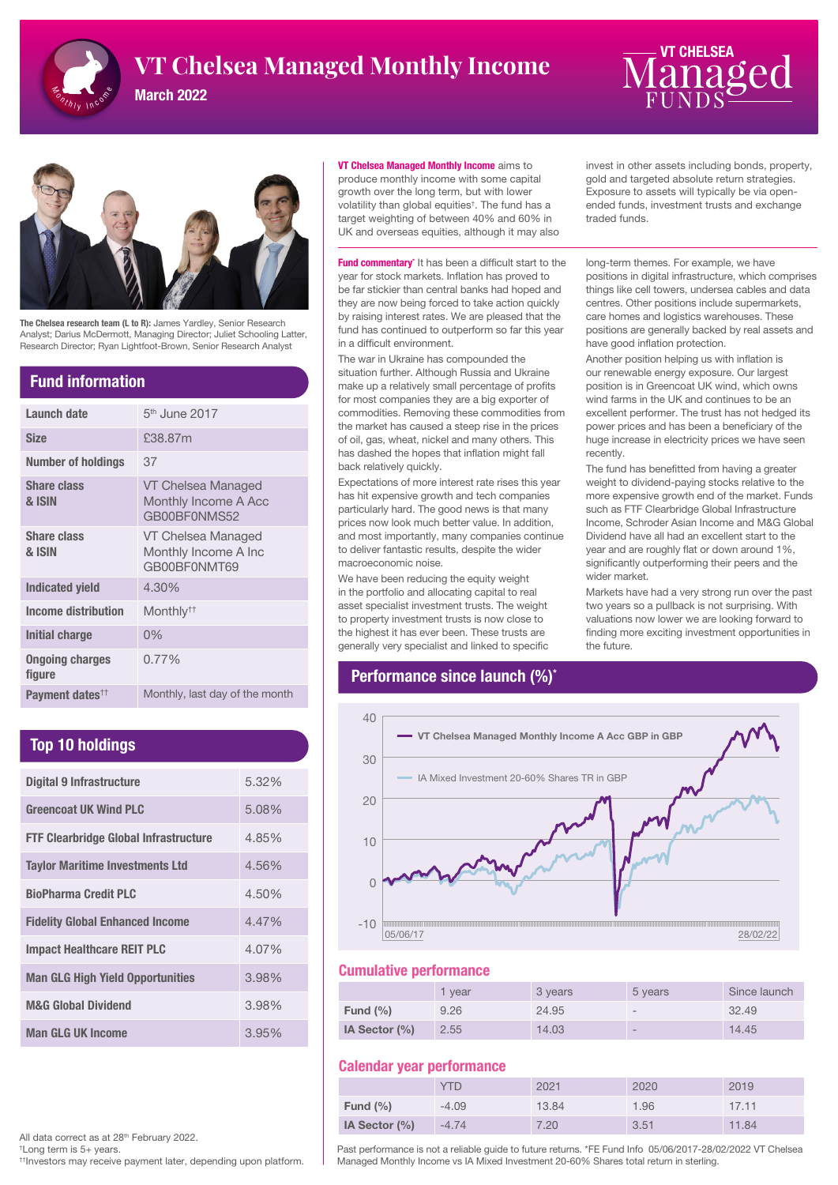# VT Chelsea Managed Monthly Income

**March 2022**

**The Chelsea research team (L to R):** James Yardley, Senior Research Analyst; Darius McDermott, Managing Director; Juliet Schooling Latter, Research Director; Ryan Lightfoot-Brown, Senior Research Analyst

## Fund information

| | |
|---|---|
| **Launch date** | 5th June 2017 |
| **Size** | £38.87m |
| **Number of holdings** | 37 |
| **Share class & ISIN** | VT Chelsea Managed Monthly Income A Acc GB00BF0NMS52 |
| **Share class & ISIN** | VT Chelsea Managed Monthly Income A Inc GB00BF0NMT69 |
| **Indicated yield** | 4.30% |
| **Income distribution** | Monthly†† |
| **Initial charge** | 0% |
| **Ongoing charges figure** | 0.77% |
| **Payment dates††** | Monthly, last day of the month |

## Top 10 holdings

| | |
|---|---|
| **Digital 9 Infrastructure** | 5.32% |
| **Greencoat UK Wind PLC** | 5.08% |
| **FTF Clearbridge Global Infrastructure** | 4.85% |
| **Taylor Maritime Investments Ltd** | 4.56% |
| **BioPharma Credit PLC** | 4.50% |
| **Fidelity Global Enhanced Income** | 4.47% |
| **Impact Healthcare REIT PLC** | 4.07% |
| **Man GLG High Yield Opportunities** | 3.98% |
| **M&G Global Dividend** | 3.98% |
| **Man GLG UK Income** | 3.95% |

All data correct as at 28th February 2022.
†Long term is 5+ years.
††Investors may receive payment later, depending upon platform.

**VT Chelsea Managed Monthly Income** aims to produce monthly income with some capital growth over the long term, but with lower volatility than global equities†. The fund has a target weighting of between 40% and 60% in UK and overseas equities, although it may also invest in other assets including bonds, property, gold and targeted absolute return strategies. Exposure to assets will typically be via open-ended funds, investment trusts and exchange traded funds.

**Fund commentary*** It has been a difficult start to the year for stock markets. Inflation has proved to be far stickier than central banks had hoped and they are now being forced to take action quickly by raising interest rates. We are pleased that the fund has continued to outperform so far this year in a difficult environment.

The war in Ukraine has compounded the situation further. Although Russia and Ukraine make up a relatively small percentage of profits for most companies they are a big exporter of commodities. Removing these commodities from the market has caused a steep rise in the prices of oil, gas, wheat, nickel and many others. This has dashed the hopes that inflation might fall back relatively quickly.

Expectations of more interest rate rises this year has hit expensive growth and tech companies particularly hard. The good news is that many prices now look much better value. In addition, and more importantly, many companies continue to deliver fantastic results, despite the wider macroeconomic noise.

We have been reducing the equity weight in the portfolio and allocating capital to real asset specialist investment trusts. The weight to property investment trusts is now close to the highest it has ever been. These trusts are generally very specialist and linked to specific long-term themes. For example, we have positions in digital infrastructure, which comprises things like cell towers, undersea cables and data centres. Other positions include supermarkets, care homes and logistics warehouses. These positions are generally backed by real assets and have good inflation protection.

Another position helping us with inflation is our renewable energy exposure. Our largest position is in Greencoat UK wind, which owns wind farms in the UK and continues to be an excellent performer. The trust has not hedged its power prices and has been a beneficiary of the huge increase in electricity prices we have seen recently.

The fund has benefitted from having a greater weight to dividend-paying stocks relative to the more expensive growth end of the market. Funds such as FTF Clearbridge Global Infrastructure Income, Schroder Asian Income and M&G Global Dividend have all had an excellent start to the year and are roughly flat or down around 1%, significantly outperforming their peers and the wider market.

Markets have had a very strong run over the past two years so a pullback is not surprising. With valuations now lower we are looking forward to finding more exciting investment opportunities in the future.

## Performance since launch (%)*

— VT Chelsea Managed Monthly Income A Acc GBP in GBP
— IA Mixed Investment 20-60% Shares TR in GBP

05/06/17 – 28/02/22

## Cumulative performance

| | 1 year | 3 years | 5 years | Since launch |
|---|---|---|---|---|
| **Fund (%)** | 9.26 | 24.95 | - | 32.49 |
| **IA Sector (%)** | 2.55 | 14.03 | - | 14.45 |

## Calendar year performance

| | YTD | 2021 | 2020 | 2019 |
|---|---|---|---|---|
| **Fund (%)** | -4.09 | 13.84 | 1.96 | 17.11 |
| **IA Sector (%)** | -4.74 | 7.20 | 3.51 | 11.84 |

Past performance is not a reliable guide to future returns. *FE Fund Info 05/06/2017-28/02/2022 VT Chelsea Managed Monthly Income vs IA Mixed Investment 20-60% Shares total return in sterling.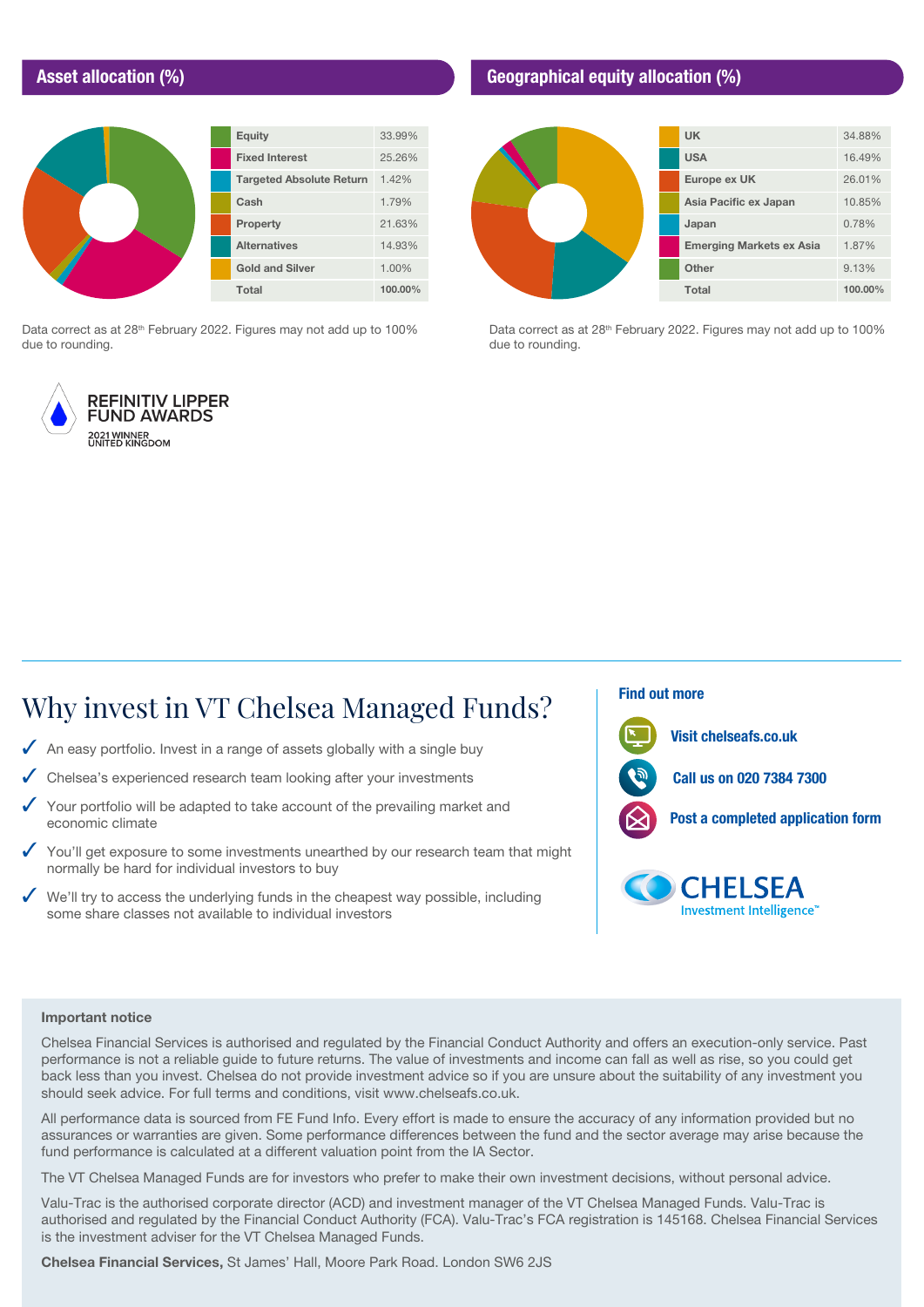## Asset allocation (%)

| | |
|---|---|
| Equity | 33.99% |
| Fixed Interest | 25.26% |
| Targeted Absolute Return | 1.42% |
| Cash | 1.79% |
| Property | 21.63% |
| Alternatives | 14.93% |
| Gold and Silver | 1.00% |
| **Total** | **100.00%** |

Data correct as at 28th February 2022. Figures may not add up to 100% due to rounding.

## Geographical equity allocation (%)

| | |
|---|---|
| UK | 34.88% |
| USA | 16.49% |
| Europe ex UK | 26.01% |
| Asia Pacific ex Japan | 10.85% |
| Japan | 0.78% |
| Emerging Markets ex Asia | 1.87% |
| Other | 9.13% |
| **Total** | **100.00%** |

Data correct as at 28th February 2022. Figures may not add up to 100% due to rounding.

REFINITIV LIPPER FUND AWARDS
2021 WINNER UNITED KINGDOM

# Why invest in VT Chelsea Managed Funds?

- ✓ An easy portfolio. Invest in a range of assets globally with a single buy
- ✓ Chelsea's experienced research team looking after your investments
- ✓ Your portfolio will be adapted to take account of the prevailing market and economic climate
- ✓ You'll get exposure to some investments unearthed by our research team that might normally be hard for individual investors to buy
- ✓ We'll try to access the underlying funds in the cheapest way possible, including some share classes not available to individual investors

### Find out more

**Visit chelseafs.co.uk**

**Call us on 020 7384 7300**

**Post a completed application form**

CHELSEA Investment Intelligence™

**Important notice**

Chelsea Financial Services is authorised and regulated by the Financial Conduct Authority and offers an execution-only service. Past performance is not a reliable guide to future returns. The value of investments and income can fall as well as rise, so you could get back less than you invest. Chelsea do not provide investment advice so if you are unsure about the suitability of any investment you should seek advice. For full terms and conditions, visit www.chelseafs.co.uk.

All performance data is sourced from FE Fund Info. Every effort is made to ensure the accuracy of any information provided but no assurances or warranties are given. Some performance differences between the fund and the sector average may arise because the fund performance is calculated at a different valuation point from the IA Sector.

The VT Chelsea Managed Funds are for investors who prefer to make their own investment decisions, without personal advice.

Valu-Trac is the authorised corporate director (ACD) and investment manager of the VT Chelsea Managed Funds. Valu-Trac is authorised and regulated by the Financial Conduct Authority (FCA). Valu-Trac's FCA registration is 145168. Chelsea Financial Services is the investment adviser for the VT Chelsea Managed Funds.

**Chelsea Financial Services,** St James' Hall, Moore Park Road. London SW6 2JS